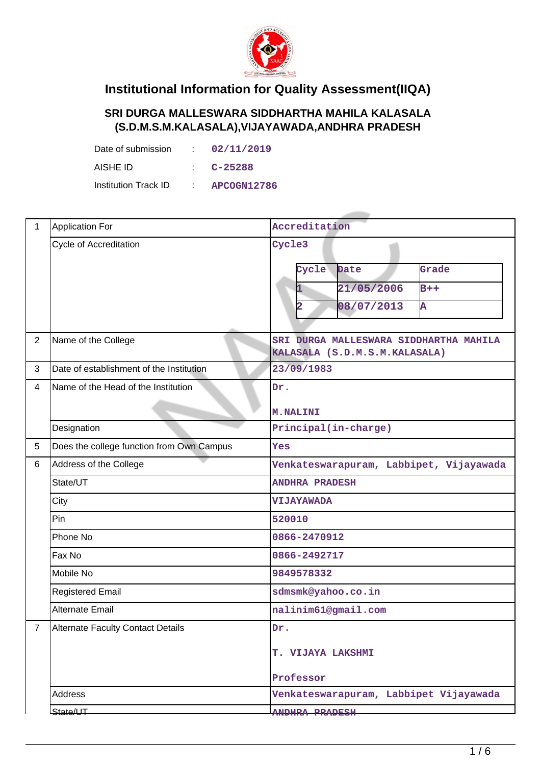# Institutional Information for Quality Assessment(IIQA)

## SRI DURGA MALLESWARA SIDDHARTHA MAHILA KALASALA (S.D.M.S.M.KALASALA),VIJAYAWADA,ANDHRA PRADESH

Date of submission : 02/11/2019

AISHE ID : C-25288

Institution Track ID : APCOGN12786

| | | |
|---|---|---|
| 1 | Application For | Accreditation |
| | Cycle of Accreditation | Cycle3<br><br>Cycle / Date / Grade<br>1 / 21/05/2006 / B++<br>2 / 08/07/2013 / A |
| 2 | Name of the College | SRI DURGA MALLESWARA SIDDHARTHA MAHILA KALASALA (S.D.M.S.M.KALASALA) |
| 3 | Date of establishment of the Institution | 23/09/1983 |
| 4 | Name of the Head of the Institution | Dr.<br><br>M.NALINI |
| | Designation | Principal(in-charge) |
| 5 | Does the college function from Own Campus | Yes |
| 6 | Address of the College | Venkateswarapuram, Labbipet, Vijayawada |
| | State/UT | ANDHRA PRADESH |
| | City | VIJAYAWADA |
| | Pin | 520010 |
| | Phone No | 0866-2470912 |
| | Fax No | 0866-2492717 |
| | Mobile No | 9849578332 |
| | Registered Email | sdmsmk@yahoo.co.in |
| | Alternate Email | nalinim61@gmail.com |
| 7 | Alternate Faculty Contact Details | Dr.<br><br>T. VIJAYA LAKSHMI<br><br>Professor |
| | Address | Venkateswarapuram, Labbipet Vijayawada |
| | State/UT | ANDHRA PRADESH |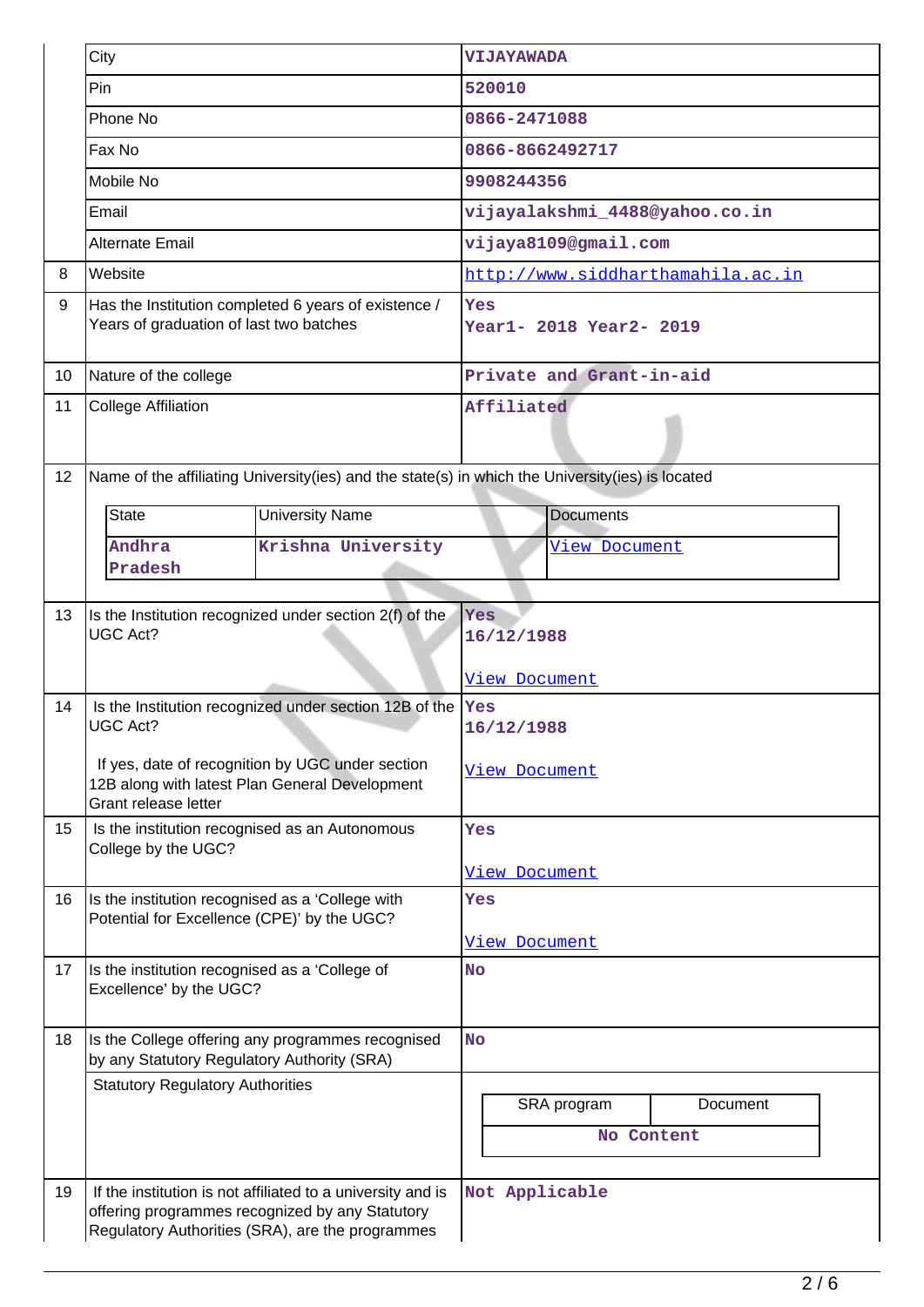| | | |
|---|---|---|
| | City | VIJAYAWADA |
| | Pin | 520010 |
| | Phone No | 0866-2471088 |
| | Fax No | 0866-8662492717 |
| | Mobile No | 9908244356 |
| | Email | vijayalakshmi_4488@yahoo.co.in |
| | Alternate Email | vijaya8109@gmail.com |
| 8 | Website | http://www.siddharthamahila.ac.in |
| 9 | Has the Institution completed 6 years of existence / Years of graduation of last two batches | Yes<br>Year1- 2018 Year2- 2019 |
| 10 | Nature of the college | Private and Grant-in-aid |
| 11 | College Affiliation | Affiliated |

**12** Name of the affiliating University(ies) and the state(s) in which the University(ies) is located

| State | University Name | Documents |
|---|---|---|
| Andhra Pradesh | Krishna University | View Document |

| | | |
|---|---|---|
| 13 | Is the Institution recognized under section 2(f) of the UGC Act? | Yes<br>16/12/1988<br><br>View Document |
| 14 | Is the Institution recognized under section 12B of the UGC Act?<br><br>If yes, date of recognition by UGC under section 12B along with latest Plan General Development Grant release letter | Yes<br>16/12/1988<br><br>View Document |
| 15 | Is the institution recognised as an Autonomous College by the UGC? | Yes<br><br>View Document |
| 16 | Is the institution recognised as a 'College with Potential for Excellence (CPE)' by the UGC? | Yes<br><br>View Document |
| 17 | Is the institution recognised as a 'College of Excellence' by the UGC? | No |
| 18 | Is the College offering any programmes recognised by any Statutory Regulatory Authority (SRA) | No |
| | Statutory Regulatory Authorities | |

| SRA program | Document |
|---|---|
| No Content | |

| | | |
|---|---|---|
| 19 | If the institution is not affiliated to a university and is offering programmes recognized by any Statutory Regulatory Authorities (SRA), are the programmes | Not Applicable |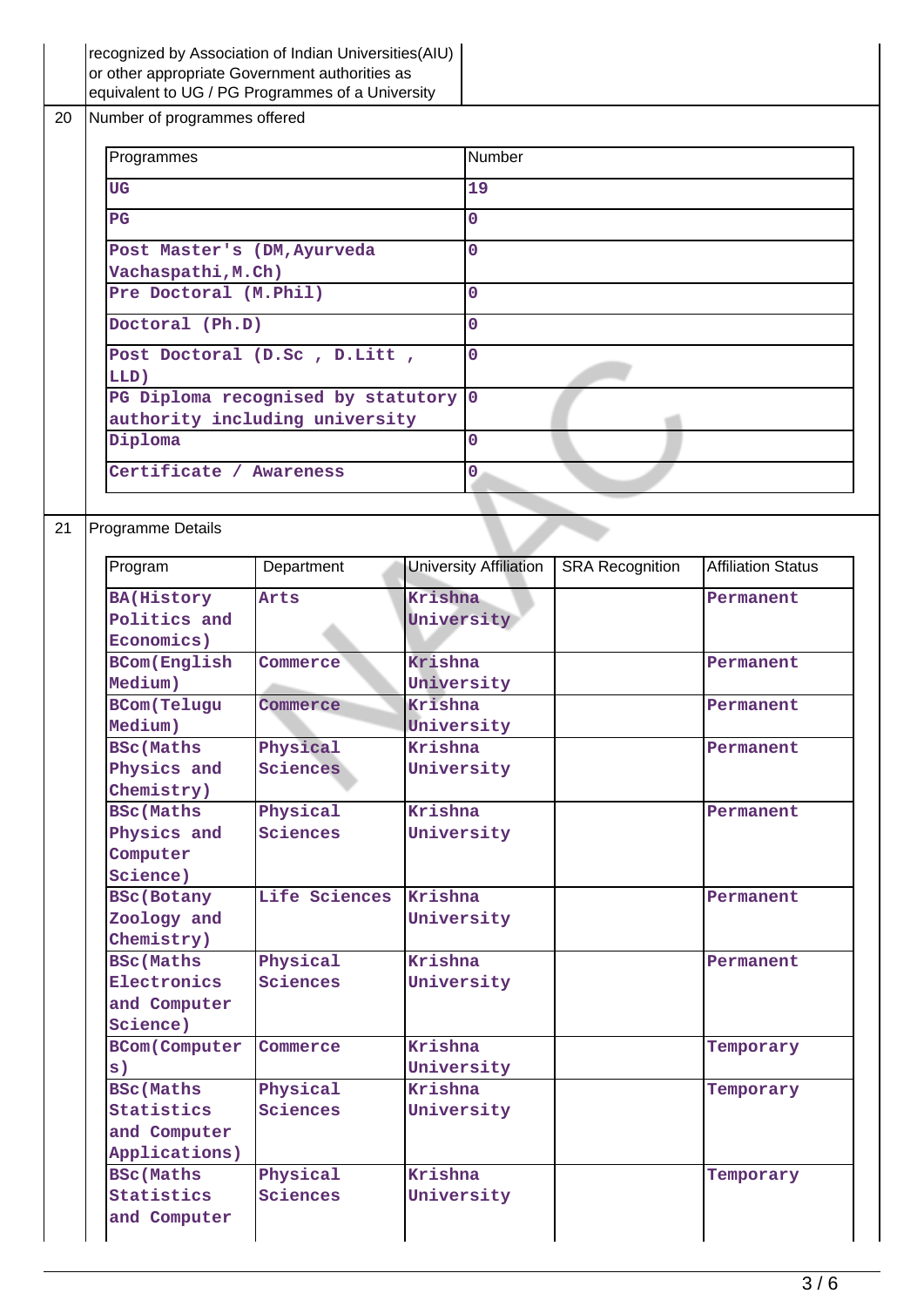| | recognized by Association of Indian Universities(AIU) or other appropriate Government authorities as equivalent to UG / PG Programmes of a University | |
|---|---|---|

20 Number of programmes offered

| Programmes | Number |
|---|---|
| UG | 19 |
| PG | 0 |
| Post Master's (DM,Ayurveda Vachaspathi,M.Ch) | 0 |
| Pre Doctoral (M.Phil) | 0 |
| Doctoral (Ph.D) | 0 |
| Post Doctoral (D.Sc , D.Litt , LLD) | 0 |
| PG Diploma recognised by statutory authority including university | 0 |
| Diploma | 0 |
| Certificate / Awareness | 0 |

21 Programme Details

| Program | Department | University Affiliation | SRA Recognition | Affiliation Status |
|---|---|---|---|---|
| BA(History Politics and Economics) | Arts | Krishna University | | Permanent |
| BCom(English Medium) | Commerce | Krishna University | | Permanent |
| BCom(Telugu Medium) | Commerce | Krishna University | | Permanent |
| BSc(Maths Physics and Chemistry) | Physical Sciences | Krishna University | | Permanent |
| BSc(Maths Physics and Computer Science) | Physical Sciences | Krishna University | | Permanent |
| BSc(Botany Zoology and Chemistry) | Life Sciences | Krishna University | | Permanent |
| BSc(Maths Electronics and Computer Science) | Physical Sciences | Krishna University | | Permanent |
| BCom(Computers) | Commerce | Krishna University | | Temporary |
| BSc(Maths Statistics and Computer Applications) | Physical Sciences | Krishna University | | Temporary |
| BSc(Maths Statistics and Computer | Physical Sciences | Krishna University | | Temporary |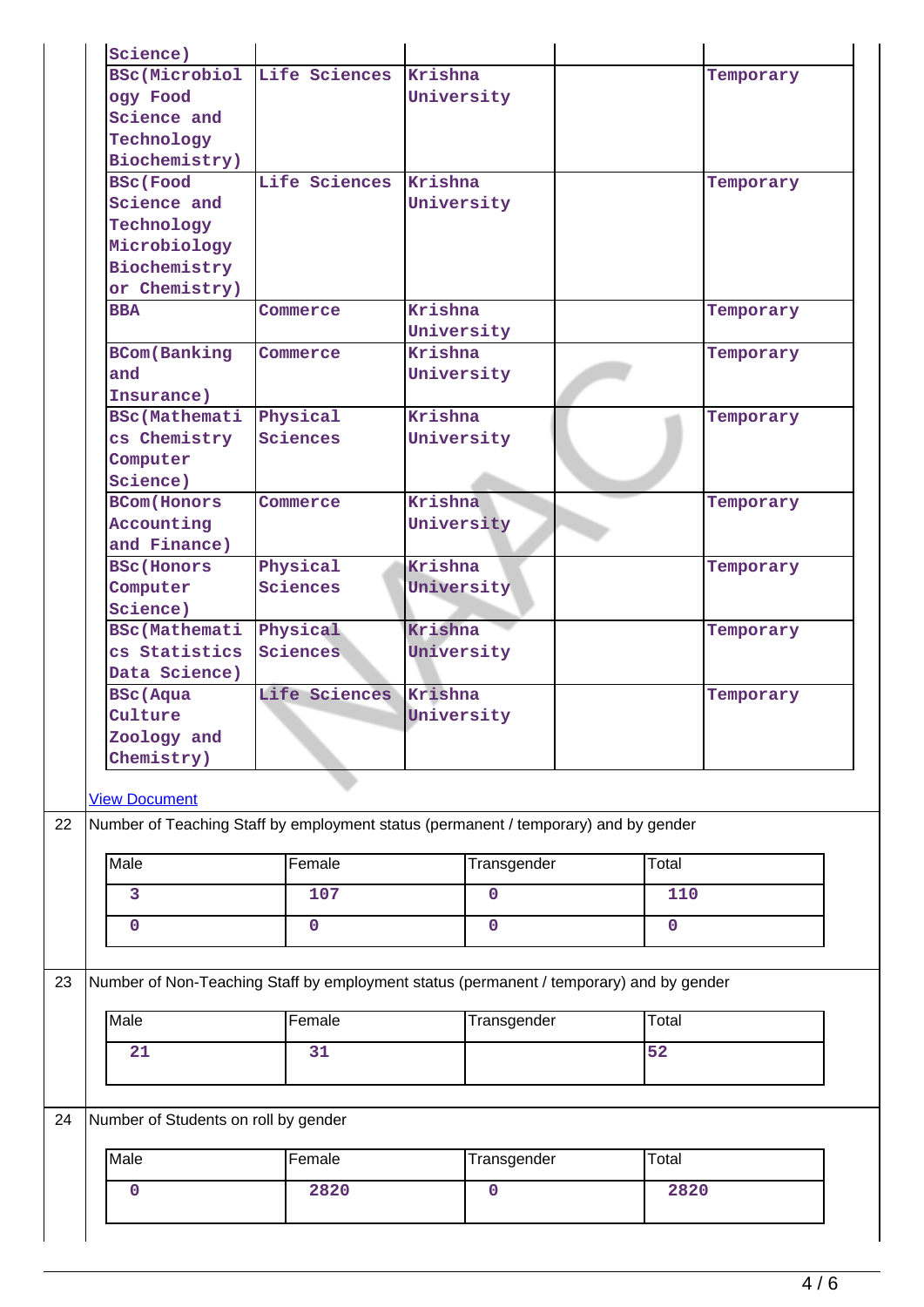| | | | | |
|---|---|---|---|---|
| Science) | | | | |
| BSc(Microbiology Food Science and Technology Biochemistry) | Life Sciences | Krishna University | | Temporary |
| BSc(Food Science and Technology Microbiology Biochemistry or Chemistry) | Life Sciences | Krishna University | | Temporary |
| BBA | Commerce | Krishna University | | Temporary |
| BCom(Banking and Insurance) | Commerce | Krishna University | | Temporary |
| BSc(Mathematics Chemistry Computer Science) | Physical Sciences | Krishna University | | Temporary |
| BCom(Honors Accounting and Finance) | Commerce | Krishna University | | Temporary |
| BSc(Honors Computer Science) | Physical Sciences | Krishna University | | Temporary |
| BSc(Mathematics Statistics Data Science) | Physical Sciences | Krishna University | | Temporary |
| BSc(Aqua Culture Zoology and Chemistry) | Life Sciences | Krishna University | | Temporary |

View Document

22 Number of Teaching Staff by employment status (permanent / temporary) and by gender

| Male | Female | Transgender | Total |
|---|---|---|---|
| 3 | 107 | 0 | 110 |
| 0 | 0 | 0 | 0 |

23 Number of Non-Teaching Staff by employment status (permanent / temporary) and by gender

| Male | Female | Transgender | Total |
|---|---|---|---|
| 21 | 31 | | 52 |

24 Number of Students on roll by gender

| Male | Female | Transgender | Total |
|---|---|---|---|
| 0 | 2820 | 0 | 2820 |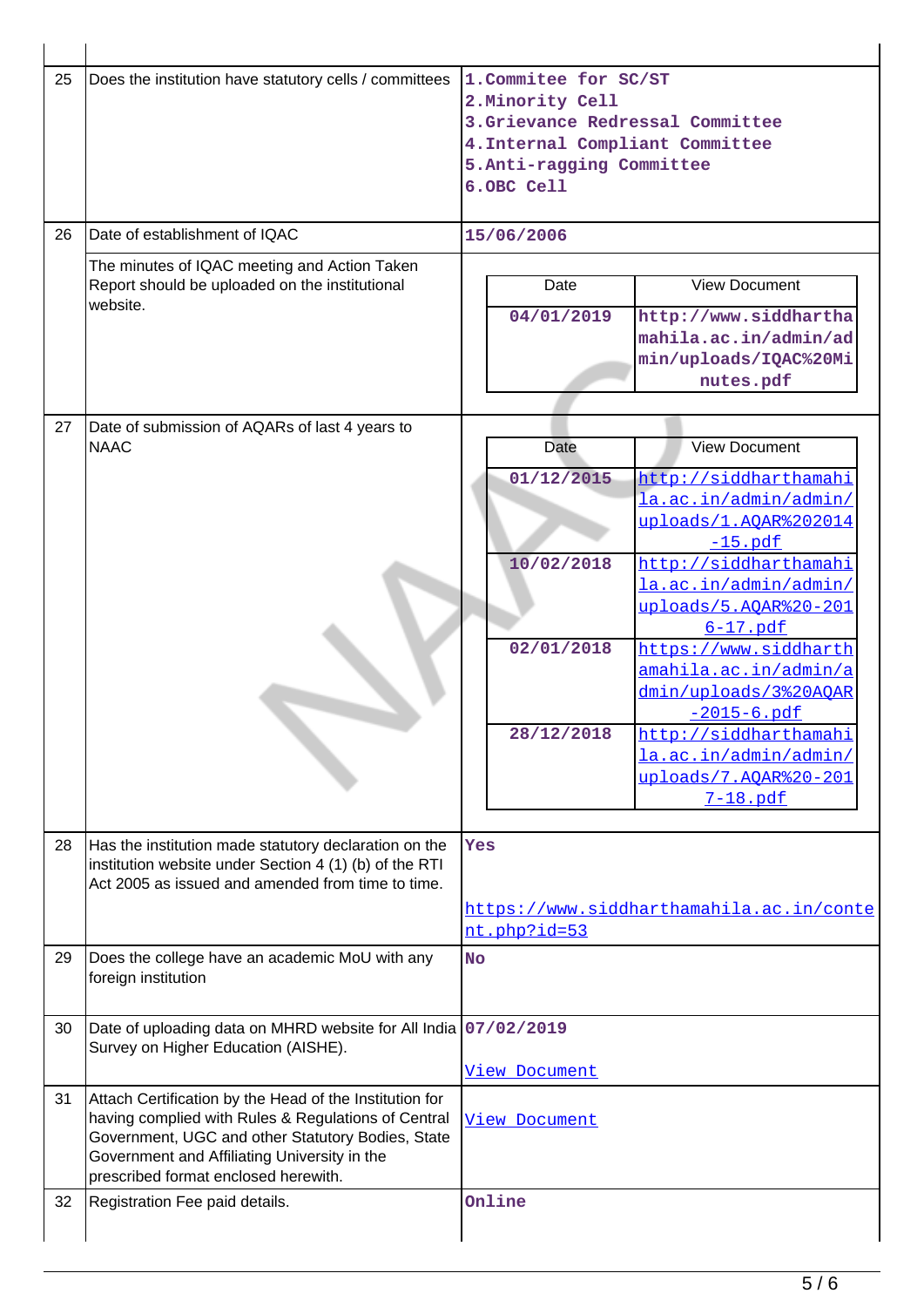| | | |
|---|---|---|
| 25 | Does the institution have statutory cells / committees | 1.Commitee for SC/ST<br>2.Minority Cell<br>3.Grievance Redressal Committee<br>4.Internal Compliant Committee<br>5.Anti-ragging Committee<br>6.OBC Cell |
| 26 | Date of establishment of IQAC | 15/06/2006 |
| | The minutes of IQAC meeting and Action Taken Report should be uploaded on the institutional website. | **Date:** 04/01/2019 — **View Document:** http://www.siddharthamahila.ac.in/admin/admin/uploads/IQAC%20Minutes.pdf |
| 27 | Date of submission of AQARs of last 4 years to NAAC | **Date:** 01/12/2015 — **View Document:** http://siddharthamahila.ac.in/admin/admin/uploads/1.AQAR%202014-15.pdf<br>**Date:** 10/02/2018 — **View Document:** http://siddharthamahila.ac.in/admin/admin/uploads/5.AQAR%20-2016-17.pdf<br>**Date:** 02/01/2018 — **View Document:** https://www.siddharthamahila.ac.in/admin/admin/uploads/3%20AQAR-2015-6.pdf<br>**Date:** 28/12/2018 — **View Document:** http://siddharthamahila.ac.in/admin/admin/uploads/7.AQAR%20-2017-18.pdf |
| 28 | Has the institution made statutory declaration on the institution website under Section 4 (1) (b) of the RTI Act 2005 as issued and amended from time to time. | Yes<br><br>https://www.siddharthamahila.ac.in/content.php?id=53 |
| 29 | Does the college have an academic MoU with any foreign institution | No |
| 30 | Date of uploading data on MHRD website for All India Survey on Higher Education (AISHE). | 07/02/2019<br><br>View Document |
| 31 | Attach Certification by the Head of the Institution for having complied with Rules & Regulations of Central Government, UGC and other Statutory Bodies, State Government and Affiliating University in the prescribed format enclosed herewith. | View Document |
| 32 | Registration Fee paid details. | Online |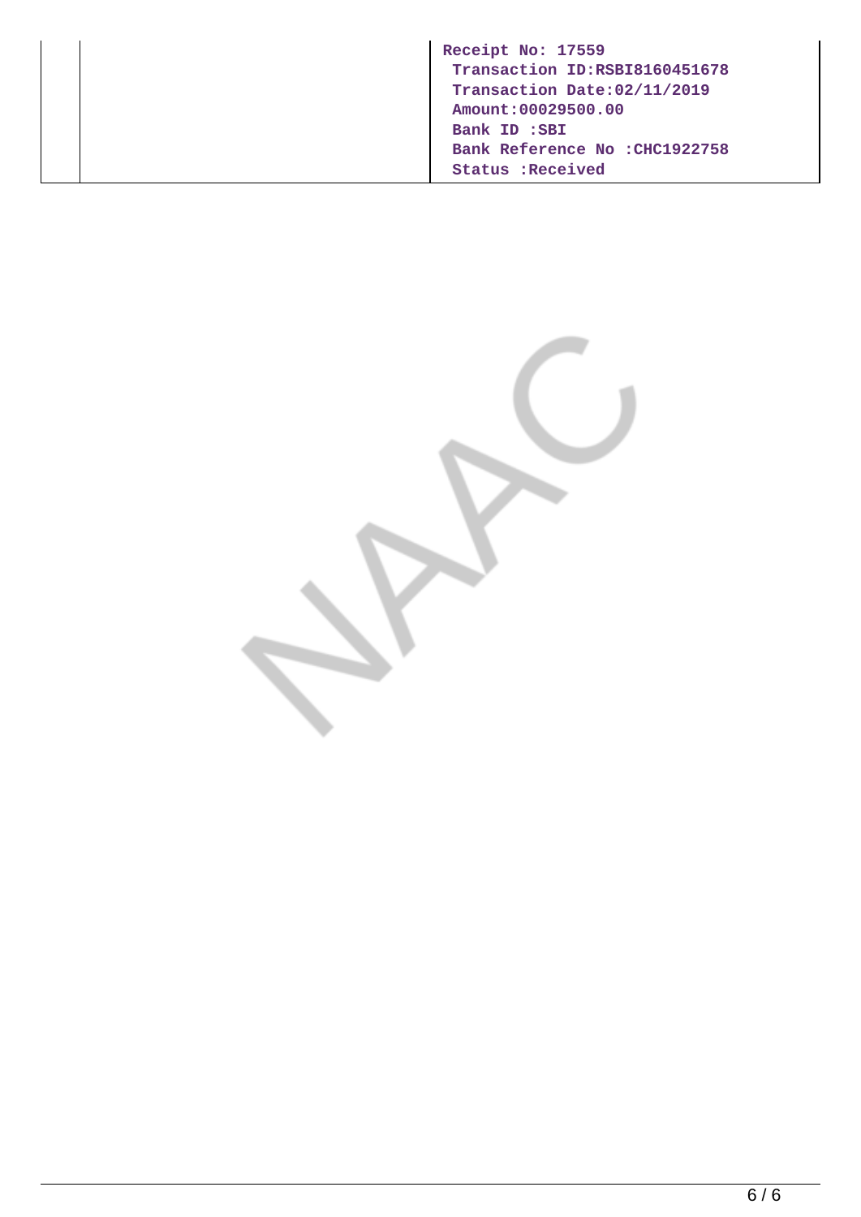| | | |
|---|---|---|
| | | Receipt No: 17559<br>Transaction ID:RSBI8160451678<br>Transaction Date:02/11/2019<br>Amount:00029500.00<br>Bank ID :SBI<br>Bank Reference No :CHC1922758<br>Status :Received |